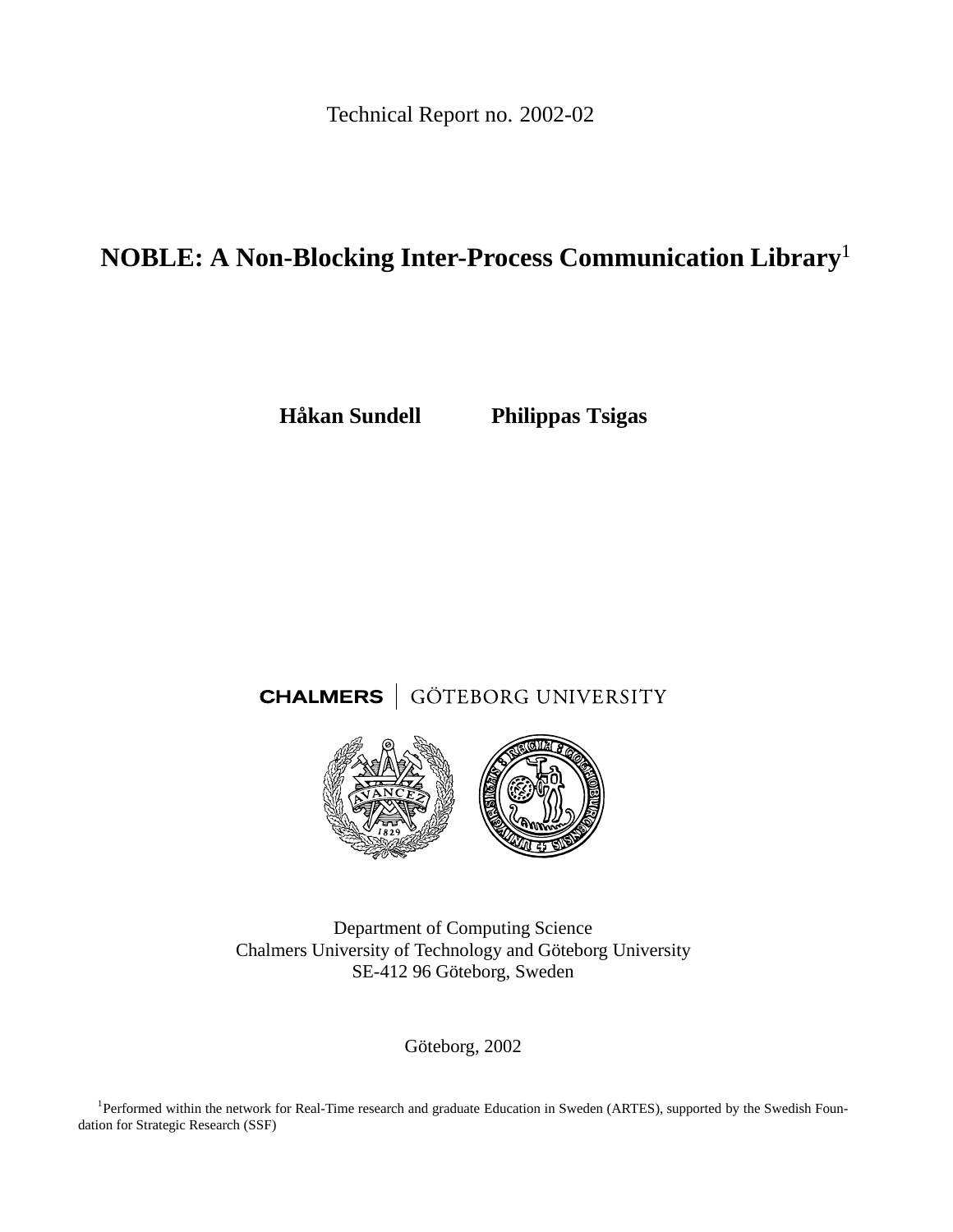Technical Report no. 2002-02

# NOBLE: A Non-Blocking Inter-Process Communication Library[1]

**Håkan Sundell** **Philippas Tsigas**

CHALMERS | GÖTEBORG UNIVERSITY

Department of Computing Science
Chalmers University of Technology and Göteborg University
SE-412 96 Göteborg, Sweden

Göteborg, 2002

[1] Performed within the network for Real-Time research and graduate Education in Sweden (ARTES), supported by the Swedish Foundation for Strategic Research (SSF)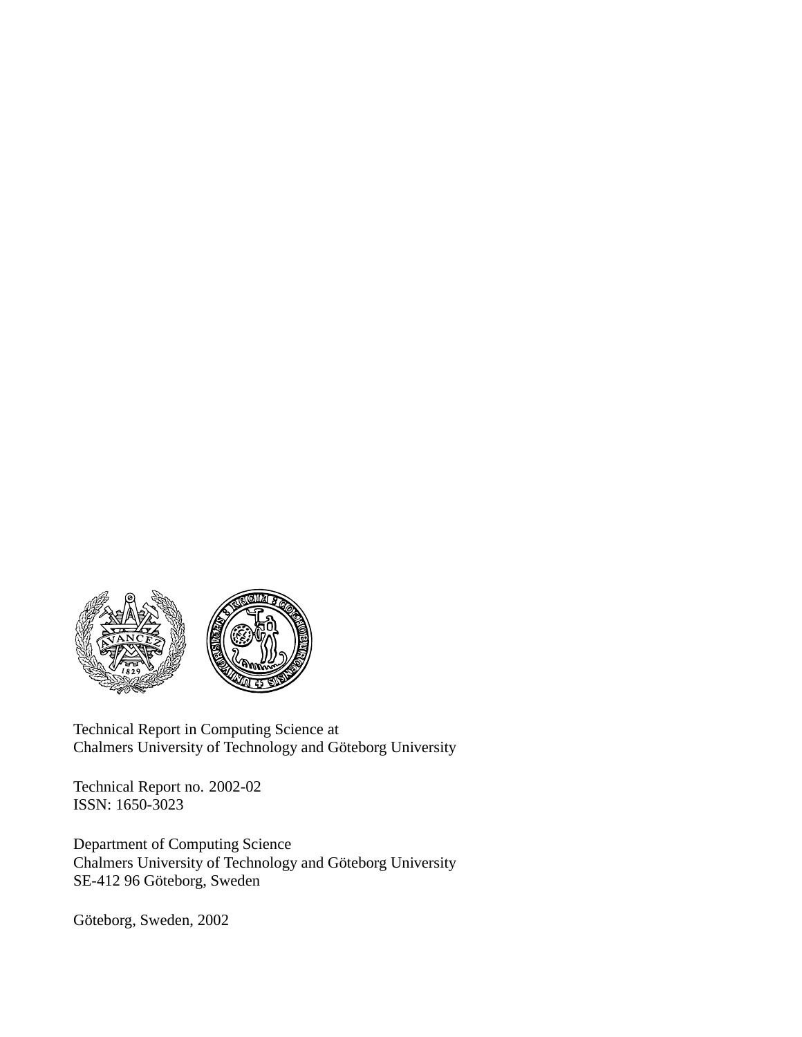Technical Report in Computing Science at
Chalmers University of Technology and Göteborg University

Technical Report no. 2002-02
ISSN: 1650-3023

Department of Computing Science
Chalmers University of Technology and Göteborg University
SE-412 96 Göteborg, Sweden

Göteborg, Sweden, 2002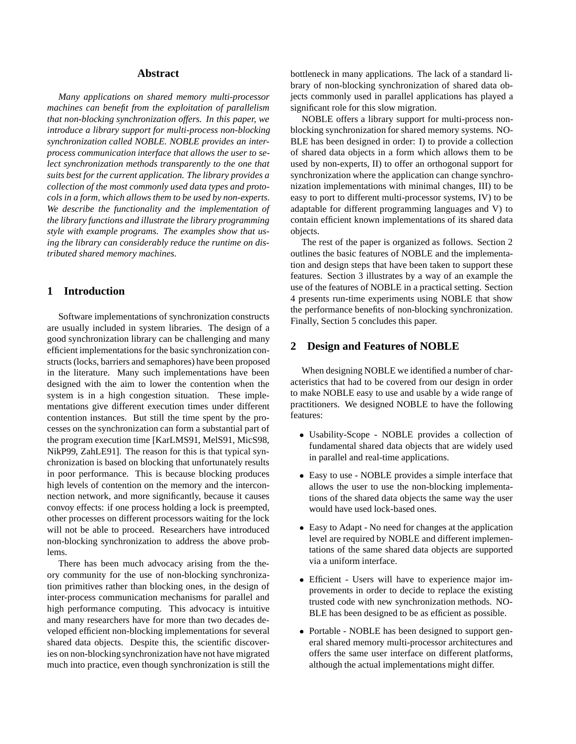## Abstract

*Many applications on shared memory multi-processor machines can benefit from the exploitation of parallelism that non-blocking synchronization offers. In this paper, we introduce a library support for multi-process non-blocking synchronization called NOBLE. NOBLE provides an inter-process communication interface that allows the user to select synchronization methods transparently to the one that suits best for the current application. The library provides a collection of the most commonly used data types and protocols in a form, which allows them to be used by non-experts. We describe the functionality and the implementation of the library functions and illustrate the library programming style with example programs. The examples show that using the library can considerably reduce the runtime on distributed shared memory machines.*

## 1 Introduction

Software implementations of synchronization constructs are usually included in system libraries. The design of a good synchronization library can be challenging and many efficient implementations for the basic synchronization constructs (locks, barriers and semaphores) have been proposed in the literature. Many such implementations have been designed with the aim to lower the contention when the system is in a high congestion situation. These implementations give different execution times under different contention instances. But still the time spent by the processes on the synchronization can form a substantial part of the program execution time [KarLMS91, MelS91, MicS98, NikP99, ZahLE91]. The reason for this is that typical synchronization is based on blocking that unfortunately results in poor performance. This is because blocking produces high levels of contention on the memory and the interconnection network, and more significantly, because it causes convoy effects: if one process holding a lock is preempted, other processes on different processors waiting for the lock will not be able to proceed. Researchers have introduced non-blocking synchronization to address the above problems.

There has been much advocacy arising from the theory community for the use of non-blocking synchronization primitives rather than blocking ones, in the design of inter-process communication mechanisms for parallel and high performance computing. This advocacy is intuitive and many researchers have for more than two decades developed efficient non-blocking implementations for several shared data objects. Despite this, the scientific discoveries on non-blocking synchronization have not have migrated much into practice, even though synchronization is still the bottleneck in many applications. The lack of a standard library of non-blocking synchronization of shared data objects commonly used in parallel applications has played a significant role for this slow migration.

NOBLE offers a library support for multi-process non-blocking synchronization for shared memory systems. NOBLE has been designed in order: I) to provide a collection of shared data objects in a form which allows them to be used by non-experts, II) to offer an orthogonal support for synchronization where the application can change synchronization implementations with minimal changes, III) to be easy to port to different multi-processor systems, IV) to be adaptable for different programming languages and V) to contain efficient known implementations of its shared data objects.

The rest of the paper is organized as follows. Section 2 outlines the basic features of NOBLE and the implementation and design steps that have been taken to support these features. Section 3 illustrates by a way of an example the use of the features of NOBLE in a practical setting. Section 4 presents run-time experiments using NOBLE that show the performance benefits of non-blocking synchronization. Finally, Section 5 concludes this paper.

## 2 Design and Features of NOBLE

When designing NOBLE we identified a number of characteristics that had to be covered from our design in order to make NOBLE easy to use and usable by a wide range of practitioners. We designed NOBLE to have the following features:

- Usability-Scope - NOBLE provides a collection of fundamental shared data objects that are widely used in parallel and real-time applications.
- Easy to use - NOBLE provides a simple interface that allows the user to use the non-blocking implementations of the shared data objects the same way the user would have used lock-based ones.
- Easy to Adapt - No need for changes at the application level are required by NOBLE and different implementations of the same shared data objects are supported via a uniform interface.
- Efficient - Users will have to experience major improvements in order to decide to replace the existing trusted code with new synchronization methods. NOBLE has been designed to be as efficient as possible.
- Portable - NOBLE has been designed to support general shared memory multi-processor architectures and offers the same user interface on different platforms, although the actual implementations might differ.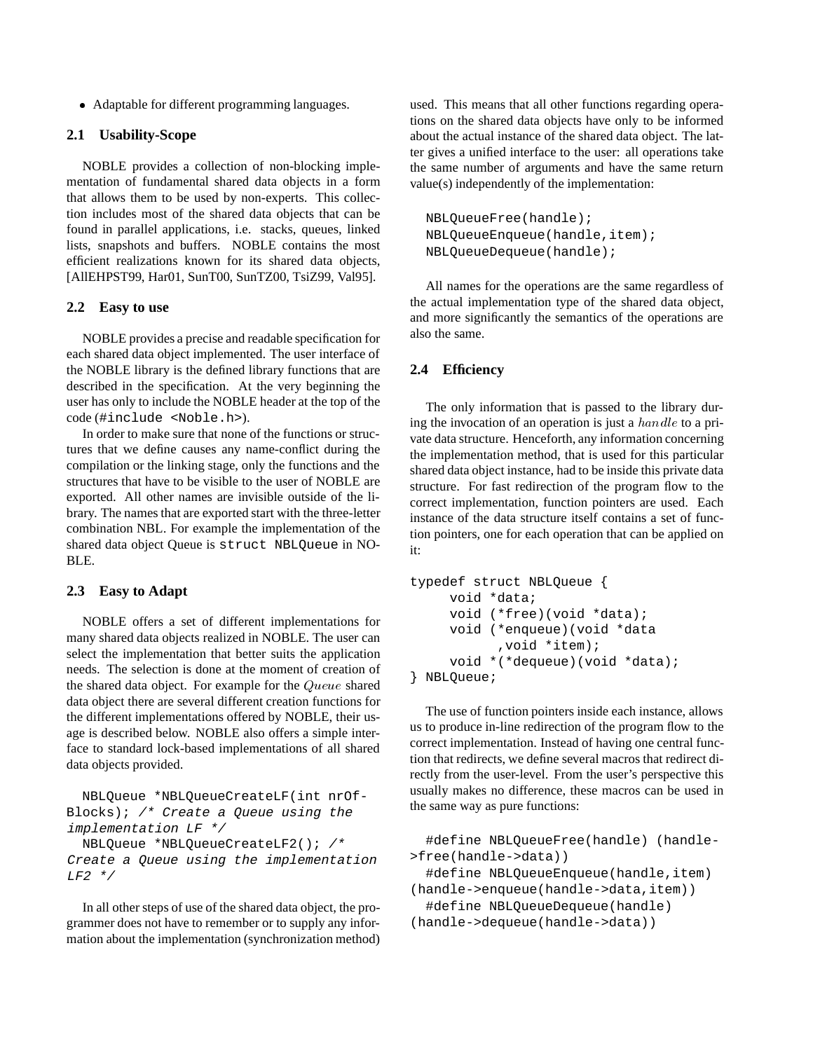- Adaptable for different programming languages.

### 2.1 Usability-Scope

NOBLE provides a collection of non-blocking implementation of fundamental shared data objects in a form that allows them to be used by non-experts. This collection includes most of the shared data objects that can be found in parallel applications, i.e. stacks, queues, linked lists, snapshots and buffers. NOBLE contains the most efficient realizations known for its shared data objects, [AllEHPST99, Har01, SunT00, SunTZ00, TsiZ99, Val95].

### 2.2 Easy to use

NOBLE provides a precise and readable specification for each shared data object implemented. The user interface of the NOBLE library is the defined library functions that are described in the specification. At the very beginning the user has only to include the NOBLE header at the top of the code (`#include <Noble.h>`).

In order to make sure that none of the functions or structures that we define causes any name-conflict during the compilation or the linking stage, only the functions and the structures that have to be visible to the user of NOBLE are exported. All other names are invisible outside of the library. The names that are exported start with the three-letter combination NBL. For example the implementation of the shared data object Queue is `struct NBLQueue` in NOBLE.

### 2.3 Easy to Adapt

NOBLE offers a set of different implementations for many shared data objects realized in NOBLE. The user can select the implementation that better suits the application needs. The selection is done at the moment of creation of the shared data object. For example for the $Queue$ shared data object there are several different creation functions for the different implementations offered by NOBLE, their usage is described below. NOBLE also offers a simple interface to standard lock-based implementations of all shared data objects provided.

```
NBLQueue *NBLQueueCreateLF(int nrOfBlocks); /* Create a Queue using the implementation LF */
NBLQueue *NBLQueueCreateLF2(); /* Create a Queue using the implementation LF2 */
```

In all other steps of use of the shared data object, the programmer does not have to remember or to supply any information about the implementation (synchronization method) used. This means that all other functions regarding operations on the shared data objects have only to be informed about the actual instance of the shared data object. The latter gives a unified interface to the user: all operations take the same number of arguments and have the same return value(s) independently of the implementation:

```
NBLQueueFree(handle);
NBLQueueEnqueue(handle,item);
NBLQueueDequeue(handle);
```

All names for the operations are the same regardless of the actual implementation type of the shared data object, and more significantly the semantics of the operations are also the same.

### 2.4 Efficiency

The only information that is passed to the library during the invocation of an operation is just a $handle$ to a private data structure. Henceforth, any information concerning the implementation method, that is used for this particular shared data object instance, had to be inside this private data structure. For fast redirection of the program flow to the correct implementation, function pointers are used. Each instance of the data structure itself contains a set of function pointers, one for each operation that can be applied on it:

```
typedef struct NBLQueue {
     void *data;
     void (*free)(void *data);
     void (*enqueue)(void *data
          ,void *item);
     void *(*dequeue)(void *data);
} NBLQueue;
```

The use of function pointers inside each instance, allows us to produce in-line redirection of the program flow to the correct implementation. Instead of having one central function that redirects, we define several macros that redirect directly from the user-level. From the user's perspective this usually makes no difference, these macros can be used in the same way as pure functions:

```
#define NBLQueueFree(handle) (handle->free(handle->data))
#define NBLQueueEnqueue(handle,item) (handle->enqueue(handle->data,item))
#define NBLQueueDequeue(handle) (handle->dequeue(handle->data))
```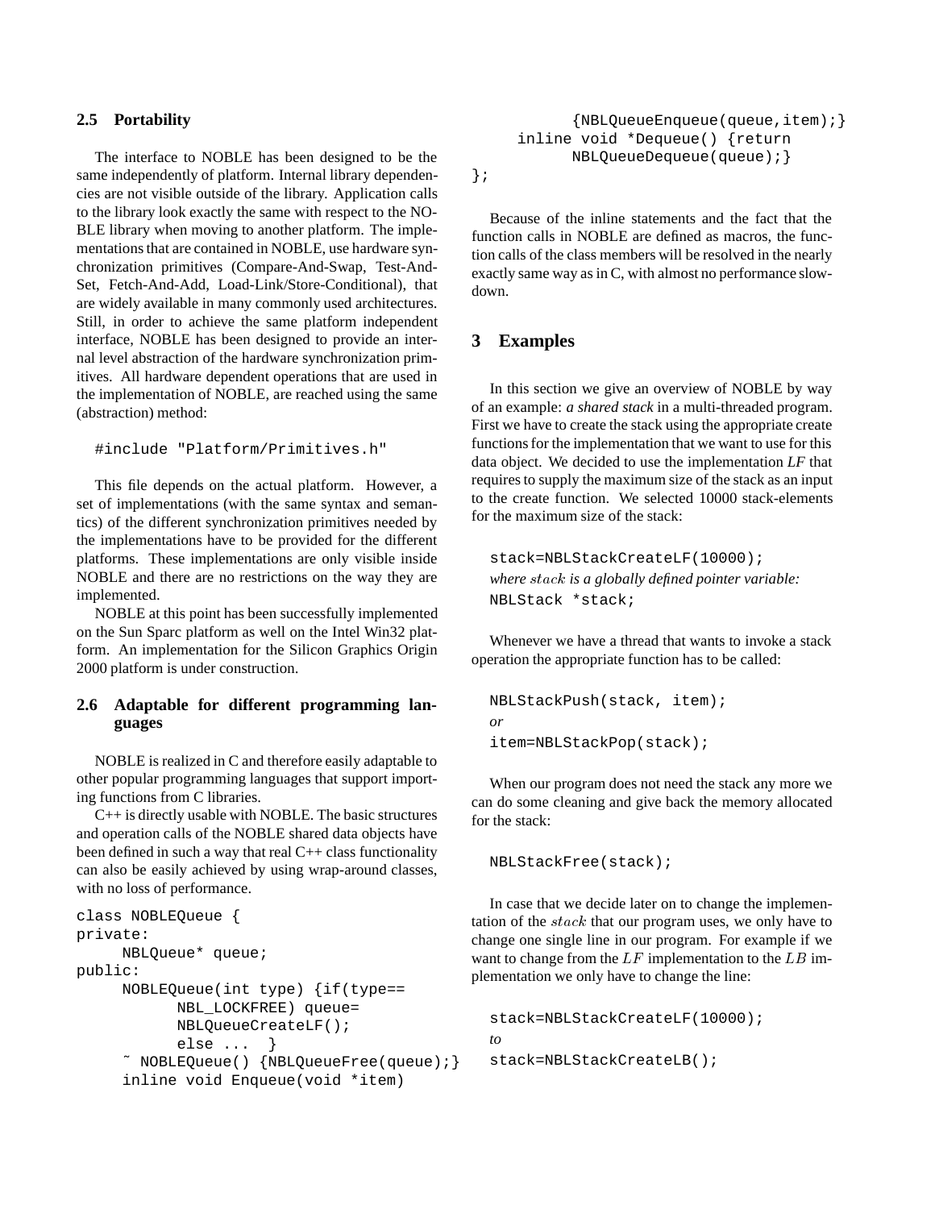### 2.5 Portability

The interface to NOBLE has been designed to be the same independently of platform. Internal library dependencies are not visible outside of the library. Application calls to the library look exactly the same with respect to the NOBLE library when moving to another platform. The implementations that are contained in NOBLE, use hardware synchronization primitives (Compare-And-Swap, Test-And-Set, Fetch-And-Add, Load-Link/Store-Conditional), that are widely available in many commonly used architectures. Still, in order to achieve the same platform independent interface, NOBLE has been designed to provide an internal level abstraction of the hardware synchronization primitives. All hardware dependent operations that are used in the implementation of NOBLE, are reached using the same (abstraction) method:

```
#include "Platform/Primitives.h"
```

This file depends on the actual platform. However, a set of implementations (with the same syntax and semantics) of the different synchronization primitives needed by the implementations have to be provided for the different platforms. These implementations are only visible inside NOBLE and there are no restrictions on the way they are implemented.

NOBLE at this point has been successfully implemented on the Sun Sparc platform as well on the Intel Win32 platform. An implementation for the Silicon Graphics Origin 2000 platform is under construction.

### 2.6 Adaptable for different programming languages

NOBLE is realized in C and therefore easily adaptable to other popular programming languages that support importing functions from C libraries.

C++ is directly usable with NOBLE. The basic structures and operation calls of the NOBLE shared data objects have been defined in such a way that real C++ class functionality can also be easily achieved by using wrap-around classes, with no loss of performance.

```
class NOBLEQueue {
private:
     NBLQueue* queue;
public:
     NOBLEQueue(int type) {if(type==
           NBL_LOCKFREE) queue=
           NBLQueueCreateLF();
           else ...  }
     ~ NOBLEQueue() {NBLQueueFree(queue);}
     inline void Enqueue(void *item)
           {NBLQueueEnqueue(queue,item);}
     inline void *Dequeue() {return
           NBLQueueDequeue(queue);}
};
```

Because of the inline statements and the fact that the function calls in NOBLE are defined as macros, the function calls of the class members will be resolved in the nearly exactly same way as in C, with almost no performance slowdown.

## 3 Examples

In this section we give an overview of NOBLE by way of an example: *a shared stack* in a multi-threaded program. First we have to create the stack using the appropriate create functions for the implementation that we want to use for this data object. We decided to use the implementation *LF* that requires to supply the maximum size of the stack as an input to the create function. We selected 10000 stack-elements for the maximum size of the stack:

```
stack=NBLStackCreateLF(10000);
```

*where $stack$ is a globally defined pointer variable:*

```
NBLStack *stack;
```

Whenever we have a thread that wants to invoke a stack operation the appropriate function has to be called:

```
NBLStackPush(stack, item);
```

*or*

```
item=NBLStackPop(stack);
```

When our program does not need the stack any more we can do some cleaning and give back the memory allocated for the stack:

```
NBLStackFree(stack);
```

In case that we decide later on to change the implementation of the $stack$ that our program uses, we only have to change one single line in our program. For example if we want to change from the $LF$ implementation to the $LB$ implementation we only have to change the line:

```
stack=NBLStackCreateLF(10000);
```

*to*

```
stack=NBLStackCreateLB();
```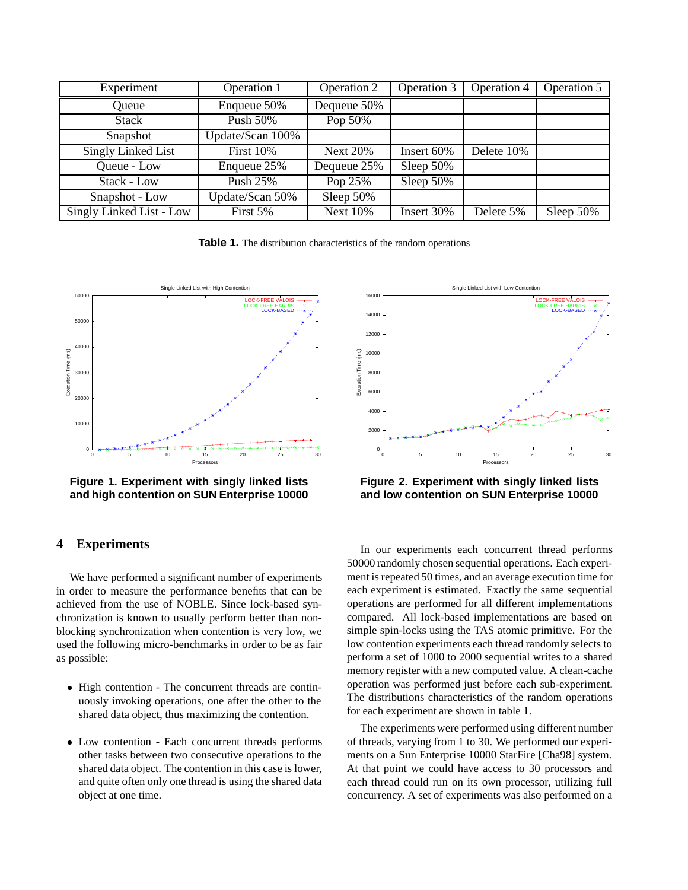| Experiment | Operation 1 | Operation 2 | Operation 3 | Operation 4 | Operation 5 |
|---|---|---|---|---|---|
| Queue | Enqueue 50% | Dequeue 50% | | | |
| Stack | Push 50% | Pop 50% | | | |
| Snapshot | Update/Scan 100% | | | | |
| Singly Linked List | First 10% | Next 20% | Insert 60% | Delete 10% | |
| Queue - Low | Enqueue 25% | Dequeue 25% | Sleep 50% | | |
| Stack - Low | Push 25% | Pop 25% | Sleep 50% | | |
| Snapshot - Low | Update/Scan 50% | Sleep 50% | | | |
| Singly Linked List - Low | First 5% | Next 10% | Insert 30% | Delete 5% | Sleep 50% |

**Table 1.** The distribution characteristics of the random operations

**Figure 1. Experiment with singly linked lists and high contention on SUN Enterprise 10000**

**Figure 2. Experiment with singly linked lists and low contention on SUN Enterprise 10000**

## 4 Experiments

We have performed a significant number of experiments in order to measure the performance benefits that can be achieved from the use of NOBLE. Since lock-based synchronization is known to usually perform better than non-blocking synchronization when contention is very low, we used the following micro-benchmarks in order to be as fair as possible:

- High contention - The concurrent threads are continuously invoking operations, one after the other to the shared data object, thus maximizing the contention.
- Low contention - Each concurrent threads performs other tasks between two consecutive operations to the shared data object. The contention in this case is lower, and quite often only one thread is using the shared data object at one time.

In our experiments each concurrent thread performs 50000 randomly chosen sequential operations. Each experiment is repeated 50 times, and an average execution time for each experiment is estimated. Exactly the same sequential operations are performed for all different implementations compared. All lock-based implementations are based on simple spin-locks using the TAS atomic primitive. For the low contention experiments each thread randomly selects to perform a set of 1000 to 2000 sequential writes to a shared memory register with a new computed value. A clean-cache operation was performed just before each sub-experiment. The distributions characteristics of the random operations for each experiment are shown in table 1.

The experiments were performed using different number of threads, varying from 1 to 30. We performed our experiments on a Sun Enterprise 10000 StarFire [Cha98] system. At that point we could have access to 30 processors and each thread could run on its own processor, utilizing full concurrency. A set of experiments was also performed on a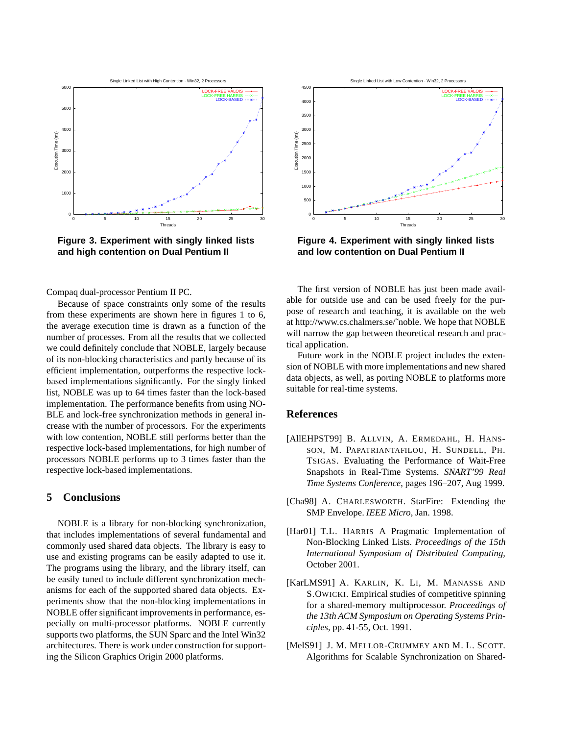Figure 3. Experiment with singly linked lists and high contention on Dual Pentium II

Figure 4. Experiment with singly linked lists and low contention on Dual Pentium II

Compaq dual-processor Pentium II PC.

Because of space constraints only some of the results from these experiments are shown here in figures 1 to 6, the average execution time is drawn as a function of the number of processes. From all the results that we collected we could definitely conclude that NOBLE, largely because of its non-blocking characteristics and partly because of its efficient implementation, outperforms the respective lock-based implementations significantly. For the singly linked list, NOBLE was up to 64 times faster than the lock-based implementation. The performance benefits from using NOBLE and lock-free synchronization methods in general increase with the number of processors. For the experiments with low contention, NOBLE still performs better than the respective lock-based implementations, for high number of processors NOBLE performs up to 3 times faster than the respective lock-based implementations.

## 5 Conclusions

NOBLE is a library for non-blocking synchronization, that includes implementations of several fundamental and commonly used shared data objects. The library is easy to use and existing programs can be easily adapted to use it. The programs using the library, and the library itself, can be easily tuned to include different synchronization mechanisms for each of the supported shared data objects. Experiments show that the non-blocking implementations in NOBLE offer significant improvements in performance, especially on multi-processor platforms. NOBLE currently supports two platforms, the SUN Sparc and the Intel Win32 architectures. There is work under construction for supporting the Silicon Graphics Origin 2000 platforms.

The first version of NOBLE has just been made available for outside use and can be used freely for the purpose of research and teaching, it is available on the web at http://www.cs.chalmers.se/~noble. We hope that NOBLE will narrow the gap between theoretical research and practical application.

Future work in the NOBLE project includes the extension of NOBLE with more implementations and new shared data objects, as well, as porting NOBLE to platforms more suitable for real-time systems.

## References

[AllEHPST99] B. Allvin, A. Ermedahl, H. Hansson, M. Papatriantafilou, H. Sundell, Ph. Tsigas. Evaluating the Performance of Wait-Free Snapshots in Real-Time Systems. *SNART'99 Real Time Systems Conference*, pages 196–207, Aug 1999.

[Cha98] A. Charlesworth. StarFire: Extending the SMP Envelope. *IEEE Micro*, Jan. 1998.

[Har01] T.L. Harris A Pragmatic Implementation of Non-Blocking Linked Lists. *Proceedings of the 15th International Symposium of Distributed Computing*, October 2001.

[KarLMS91] A. Karlin, K. Li, M. Manasse and S.Owicki. Empirical studies of competitive spinning for a shared-memory multiprocessor. *Proceedings of the 13th ACM Symposium on Operating Systems Principles*, pp. 41-55, Oct. 1991.

[MelS91] J. M. Mellor-Crummey and M. L. Scott. Algorithms for Scalable Synchronization on Shared-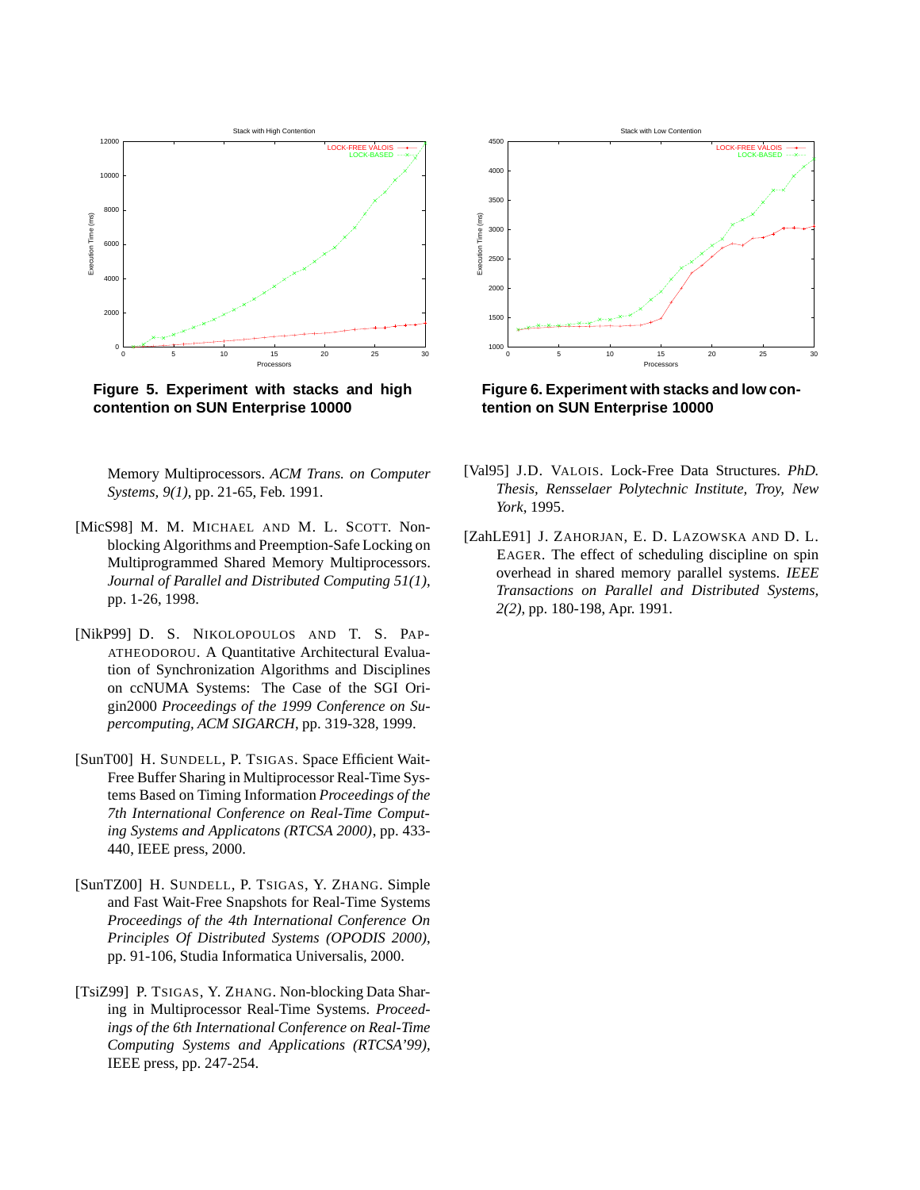Stack with High Contention

LOCK-FREE VALOIS
LOCK-BASED

Execution Time (ms)

12000
10000
8000
6000
4000
2000
0

0 5 10 15 20 25 30

Processors

**Figure 5. Experiment with stacks and high contention on SUN Enterprise 10000**

Stack with Low Contention

LOCK-FREE VALOIS
LOCK-BASED

Execution Time (ms)

4500
4000
3500
3000
2500
2000
1500
1000

0 5 10 15 20 25 30

Processors

**Figure 6. Experiment with stacks and low contention on SUN Enterprise 10000**

Memory Multiprocessors. *ACM Trans. on Computer Systems, 9(1)*, pp. 21-65, Feb. 1991.

[MicS98] M. M. Michael and M. L. Scott. Non-blocking Algorithms and Preemption-Safe Locking on Multiprogrammed Shared Memory Multiprocessors. *Journal of Parallel and Distributed Computing 51(1)*, pp. 1-26, 1998.

[NikP99] D. S. Nikolopoulos and T. S. Papatheodorou. A Quantitative Architectural Evaluation of Synchronization Algorithms and Disciplines on ccNUMA Systems: The Case of the SGI Origin2000 *Proceedings of the 1999 Conference on Supercomputing, ACM SIGARCH*, pp. 319-328, 1999.

[SunT00] H. Sundell, P. Tsigas. Space Efficient Wait-Free Buffer Sharing in Multiprocessor Real-Time Systems Based on Timing Information *Proceedings of the 7th International Conference on Real-Time Computing Systems and Applicatons (RTCSA 2000)*, pp. 433-440, IEEE press, 2000.

[SunTZ00] H. Sundell, P. Tsigas, Y. Zhang. Simple and Fast Wait-Free Snapshots for Real-Time Systems *Proceedings of the 4th International Conference On Principles Of Distributed Systems (OPODIS 2000)*, pp. 91-106, Studia Informatica Universalis, 2000.

[TsiZ99] P. Tsigas, Y. Zhang. Non-blocking Data Sharing in Multiprocessor Real-Time Systems. *Proceedings of the 6th International Conference on Real-Time Computing Systems and Applications (RTCSA'99)*, IEEE press, pp. 247-254.

[Val95] J.D. Valois. Lock-Free Data Structures. *PhD. Thesis, Rensselaer Polytechnic Institute, Troy, New York*, 1995.

[ZahLE91] J. Zahorjan, E. D. Lazowska and D. L. Eager. The effect of scheduling discipline on spin overhead in shared memory parallel systems. *IEEE Transactions on Parallel and Distributed Systems, 2(2)*, pp. 180-198, Apr. 1991.